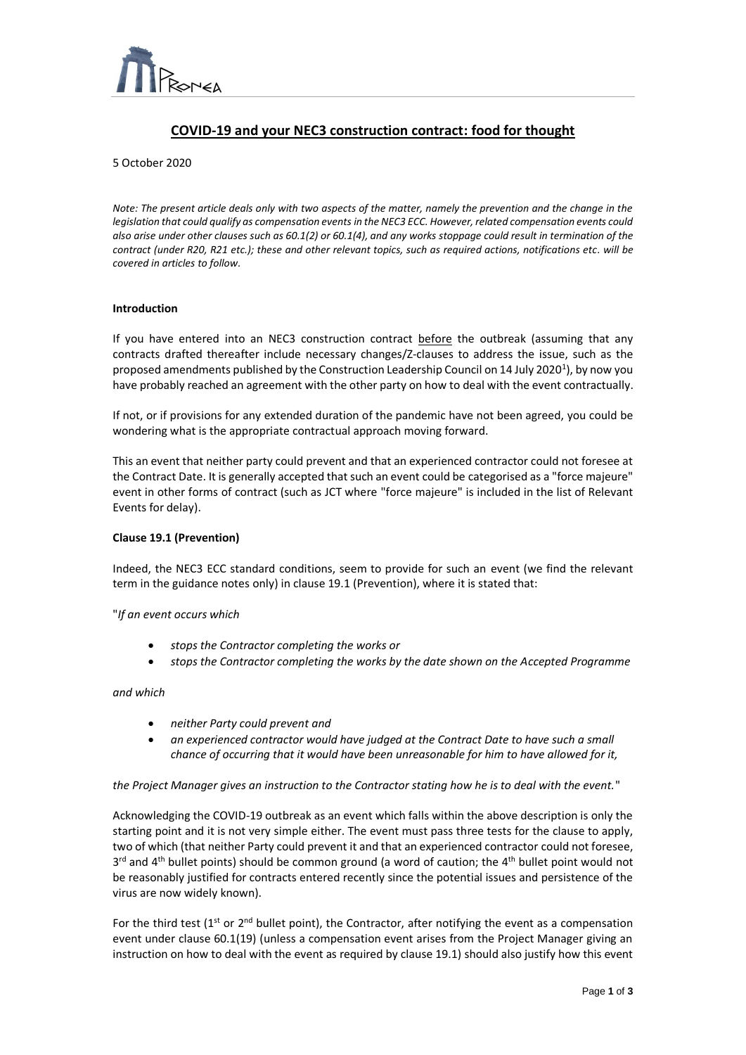# COVID-19 and your NEC3 construction contract: food for thought

5 October 2020

*Note: The present article deals only with two aspects of the matter, namely the prevention and the change in the legislation that could qualify as compensation events in the NEC3 ECC. However, related compensation events could also arise under other clauses such as 60.1(2) or 60.1(4), and any works stoppage could result in termination of the contract (under R20, R21 etc.); these and other relevant topics, such as required actions, notifications etc. will be covered in articles to follow.*

**Introduction**

If you have entered into an NEC3 construction contract before the outbreak (assuming that any contracts drafted thereafter include necessary changes/Z-clauses to address the issue, such as the proposed amendments published by the Construction Leadership Council on 14 July 2020[1]), by now you have probably reached an agreement with the other party on how to deal with the event contractually.

If not, or if provisions for any extended duration of the pandemic have not been agreed, you could be wondering what is the appropriate contractual approach moving forward.

This an event that neither party could prevent and that an experienced contractor could not foresee at the Contract Date. It is generally accepted that such an event could be categorised as a "force majeure" event in other forms of contract (such as JCT where "force majeure" is included in the list of Relevant Events for delay).

**Clause 19.1 (Prevention)**

Indeed, the NEC3 ECC standard conditions, seem to provide for such an event (we find the relevant term in the guidance notes only) in clause 19.1 (Prevention), where it is stated that:

"*If an event occurs which*

- *stops the Contractor completing the works or*
- *stops the Contractor completing the works by the date shown on the Accepted Programme*

*and which*

- *neither Party could prevent and*
- *an experienced contractor would have judged at the Contract Date to have such a small chance of occurring that it would have been unreasonable for him to have allowed for it,*

*the Project Manager gives an instruction to the Contractor stating how he is to deal with the event.*"

Acknowledging the COVID-19 outbreak as an event which falls within the above description is only the starting point and it is not very simple either. The event must pass three tests for the clause to apply, two of which (that neither Party could prevent it and that an experienced contractor could not foresee, 3rd and 4th bullet points) should be common ground (a word of caution; the 4th bullet point would not be reasonably justified for contracts entered recently since the potential issues and persistence of the virus are now widely known).

For the third test (1st or 2nd bullet point), the Contractor, after notifying the event as a compensation event under clause 60.1(19) (unless a compensation event arises from the Project Manager giving an instruction on how to deal with the event as required by clause 19.1) should also justify how this event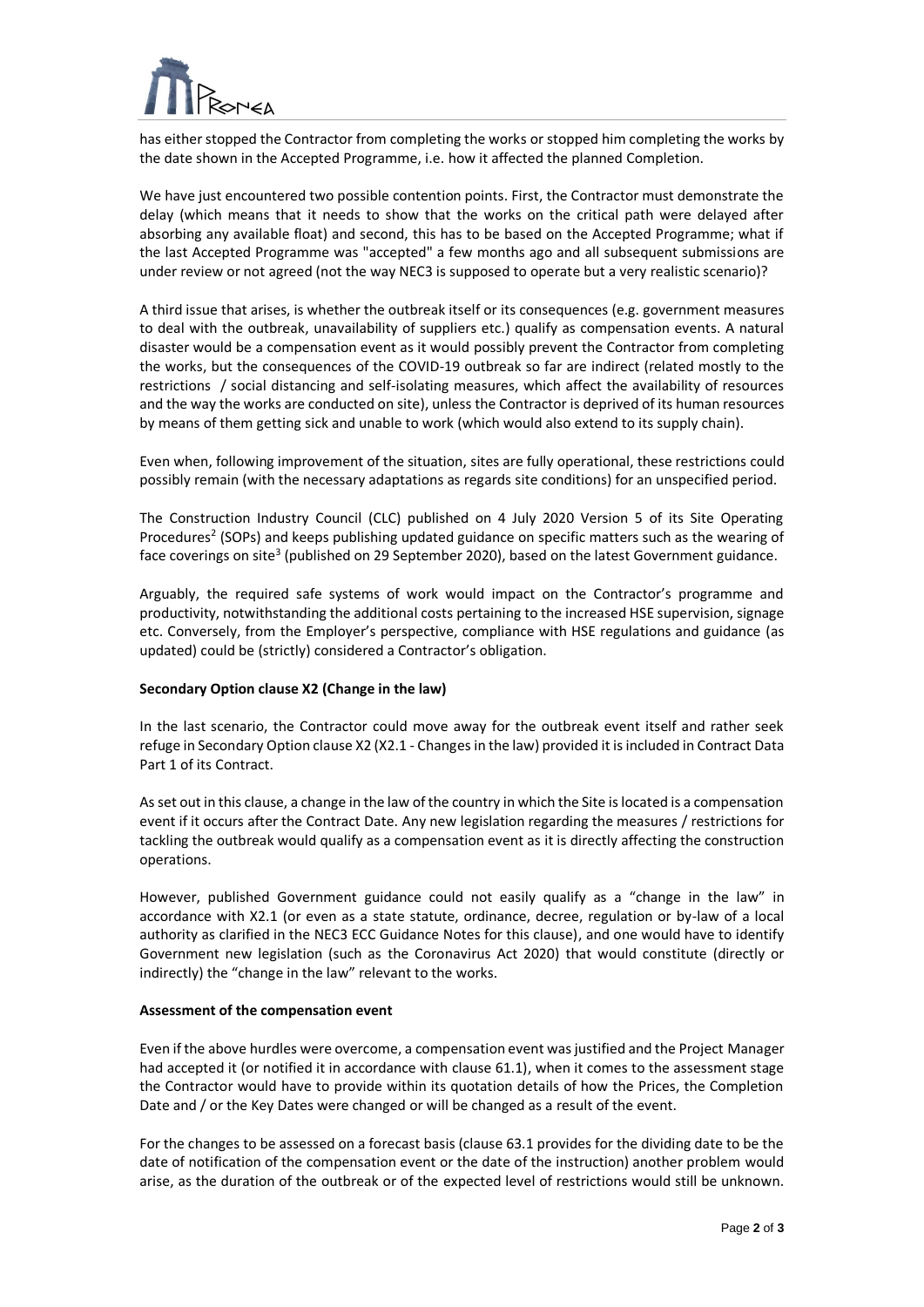has either stopped the Contractor from completing the works or stopped him completing the works by the date shown in the Accepted Programme, i.e. how it affected the planned Completion.

We have just encountered two possible contention points. First, the Contractor must demonstrate the delay (which means that it needs to show that the works on the critical path were delayed after absorbing any available float) and second, this has to be based on the Accepted Programme; what if the last Accepted Programme was "accepted" a few months ago and all subsequent submissions are under review or not agreed (not the way NEC3 is supposed to operate but a very realistic scenario)?

A third issue that arises, is whether the outbreak itself or its consequences (e.g. government measures to deal with the outbreak, unavailability of suppliers etc.) qualify as compensation events. A natural disaster would be a compensation event as it would possibly prevent the Contractor from completing the works, but the consequences of the COVID-19 outbreak so far are indirect (related mostly to the restrictions / social distancing and self-isolating measures, which affect the availability of resources and the way the works are conducted on site), unless the Contractor is deprived of its human resources by means of them getting sick and unable to work (which would also extend to its supply chain).

Even when, following improvement of the situation, sites are fully operational, these restrictions could possibly remain (with the necessary adaptations as regards site conditions) for an unspecified period.

The Construction Industry Council (CLC) published on 4 July 2020 Version 5 of its Site Operating Procedures[2] (SOPs) and keeps publishing updated guidance on specific matters such as the wearing of face coverings on site[3] (published on 29 September 2020), based on the latest Government guidance.

Arguably, the required safe systems of work would impact on the Contractor's programme and productivity, notwithstanding the additional costs pertaining to the increased HSE supervision, signage etc. Conversely, from the Employer's perspective, compliance with HSE regulations and guidance (as updated) could be (strictly) considered a Contractor's obligation.

**Secondary Option clause X2 (Change in the law)**

In the last scenario, the Contractor could move away for the outbreak event itself and rather seek refuge in Secondary Option clause X2 (X2.1 - Changes in the law) provided it is included in Contract Data Part 1 of its Contract.

As set out in this clause, a change in the law of the country in which the Site is located is a compensation event if it occurs after the Contract Date. Any new legislation regarding the measures / restrictions for tackling the outbreak would qualify as a compensation event as it is directly affecting the construction operations.

However, published Government guidance could not easily qualify as a "change in the law" in accordance with X2.1 (or even as a state statute, ordinance, decree, regulation or by-law of a local authority as clarified in the NEC3 ECC Guidance Notes for this clause), and one would have to identify Government new legislation (such as the Coronavirus Act 2020) that would constitute (directly or indirectly) the "change in the law" relevant to the works.

**Assessment of the compensation event**

Even if the above hurdles were overcome, a compensation event was justified and the Project Manager had accepted it (or notified it in accordance with clause 61.1), when it comes to the assessment stage the Contractor would have to provide within its quotation details of how the Prices, the Completion Date and / or the Key Dates were changed or will be changed as a result of the event.

For the changes to be assessed on a forecast basis (clause 63.1 provides for the dividing date to be the date of notification of the compensation event or the date of the instruction) another problem would arise, as the duration of the outbreak or of the expected level of restrictions would still be unknown.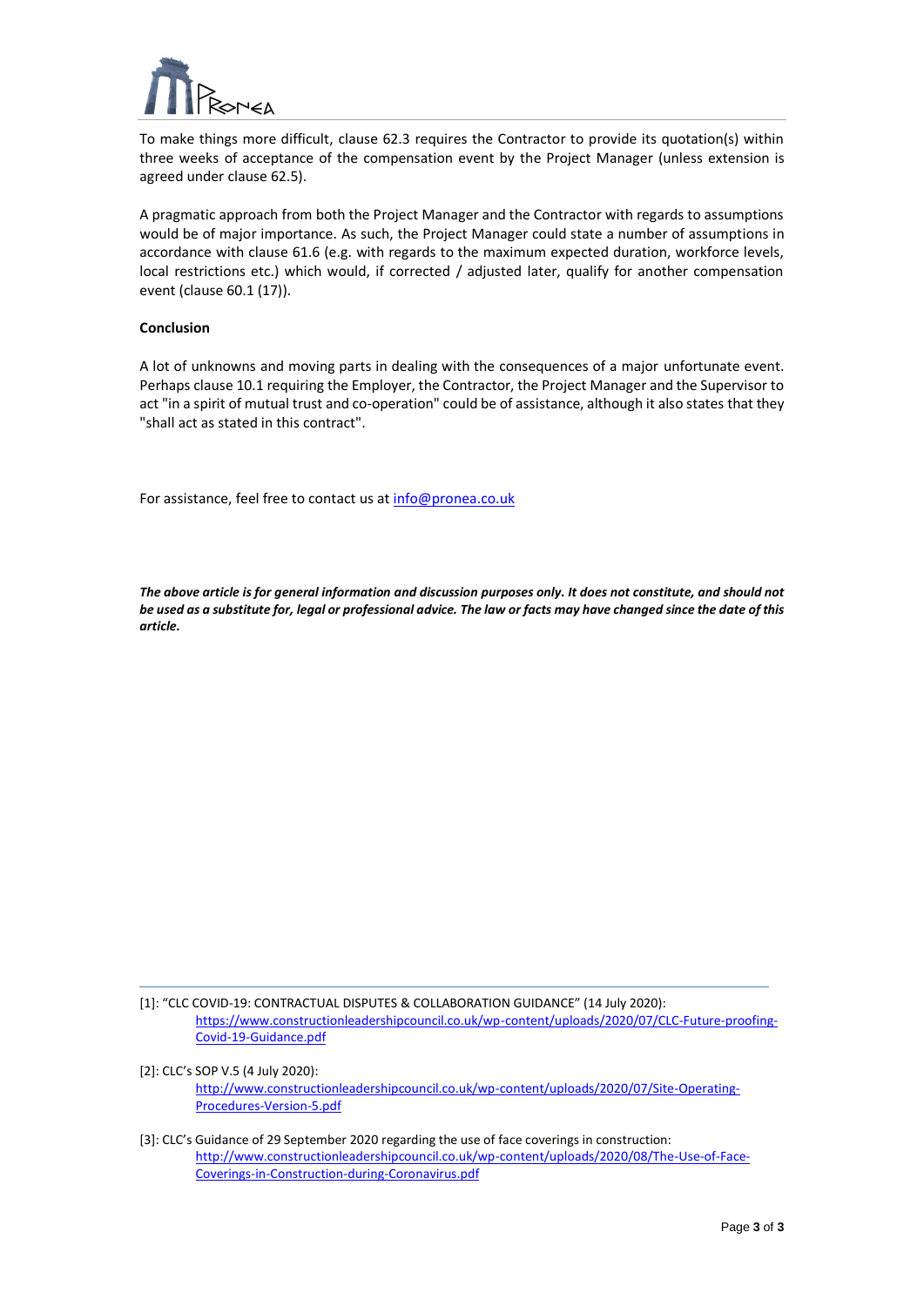To make things more difficult, clause 62.3 requires the Contractor to provide its quotation(s) within three weeks of acceptance of the compensation event by the Project Manager (unless extension is agreed under clause 62.5).

A pragmatic approach from both the Project Manager and the Contractor with regards to assumptions would be of major importance. As such, the Project Manager could state a number of assumptions in accordance with clause 61.6 (e.g. with regards to the maximum expected duration, workforce levels, local restrictions etc.) which would, if corrected / adjusted later, qualify for another compensation event (clause 60.1 (17)).

**Conclusion**

A lot of unknowns and moving parts in dealing with the consequences of a major unfortunate event. Perhaps clause 10.1 requiring the Employer, the Contractor, the Project Manager and the Supervisor to act "in a spirit of mutual trust and co-operation" could be of assistance, although it also states that they "shall act as stated in this contract".

For assistance, feel free to contact us at [info@pronea.co.uk](mailto:info@pronea.co.uk)

***The above article is for general information and discussion purposes only. It does not constitute, and should not be used as a substitute for, legal or professional advice. The law or facts may have changed since the date of this article.***

---

[1]: "CLC COVID-19: CONTRACTUAL DISPUTES & COLLABORATION GUIDANCE" (14 July 2020):
https://www.constructionleadershipcouncil.co.uk/wp-content/uploads/2020/07/CLC-Future-proofing-Covid-19-Guidance.pdf

[2]: CLC's SOP V.5 (4 July 2020):
http://www.constructionleadershipcouncil.co.uk/wp-content/uploads/2020/07/Site-Operating-Procedures-Version-5.pdf

[3]: CLC's Guidance of 29 September 2020 regarding the use of face coverings in construction:
http://www.constructionleadershipcouncil.co.uk/wp-content/uploads/2020/08/The-Use-of-Face-Coverings-in-Construction-during-Coronavirus.pdf